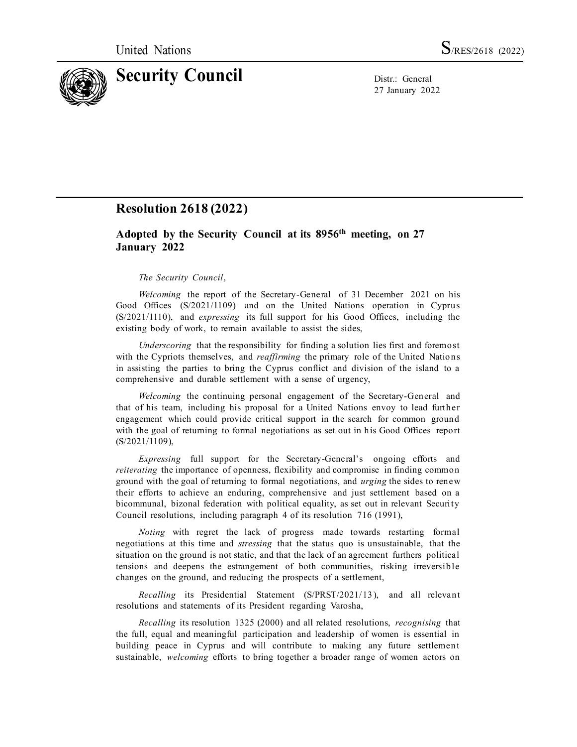United Nations S/RES/2618 (2022)

# Security Council

Distr.: General
27 January 2022

## Resolution 2618 (2022)

### Adopted by the Security Council at its 8956th meeting, on 27 January 2022

*The Security Council*,

*Welcoming* the report of the Secretary-General of 31 December 2021 on his Good Offices (S/2021/1109) and on the United Nations operation in Cyprus (S/2021/1110), and *expressing* its full support for his Good Offices, including the existing body of work, to remain available to assist the sides,

*Underscoring* that the responsibility for finding a solution lies first and foremost with the Cypriots themselves, and *reaffirming* the primary role of the United Nations in assisting the parties to bring the Cyprus conflict and division of the island to a comprehensive and durable settlement with a sense of urgency,

*Welcoming* the continuing personal engagement of the Secretary-General and that of his team, including his proposal for a United Nations envoy to lead further engagement which could provide critical support in the search for common ground with the goal of returning to formal negotiations as set out in his Good Offices report (S/2021/1109),

*Expressing* full support for the Secretary-General's ongoing efforts and *reiterating* the importance of openness, flexibility and compromise in finding common ground with the goal of returning to formal negotiations, and *urging* the sides to renew their efforts to achieve an enduring, comprehensive and just settlement based on a bicommunal, bizonal federation with political equality, as set out in relevant Security Council resolutions, including paragraph 4 of its resolution 716 (1991),

*Noting* with regret the lack of progress made towards restarting formal negotiations at this time and *stressing* that the status quo is unsustainable, that the situation on the ground is not static, and that the lack of an agreement furthers political tensions and deepens the estrangement of both communities, risking irreversible changes on the ground, and reducing the prospects of a settlement,

*Recalling* its Presidential Statement (S/PRST/2021/13), and all relevant resolutions and statements of its President regarding Varosha,

*Recalling* its resolution 1325 (2000) and all related resolutions, *recognising* that the full, equal and meaningful participation and leadership of women is essential in building peace in Cyprus and will contribute to making any future settlement sustainable, *welcoming* efforts to bring together a broader range of women actors on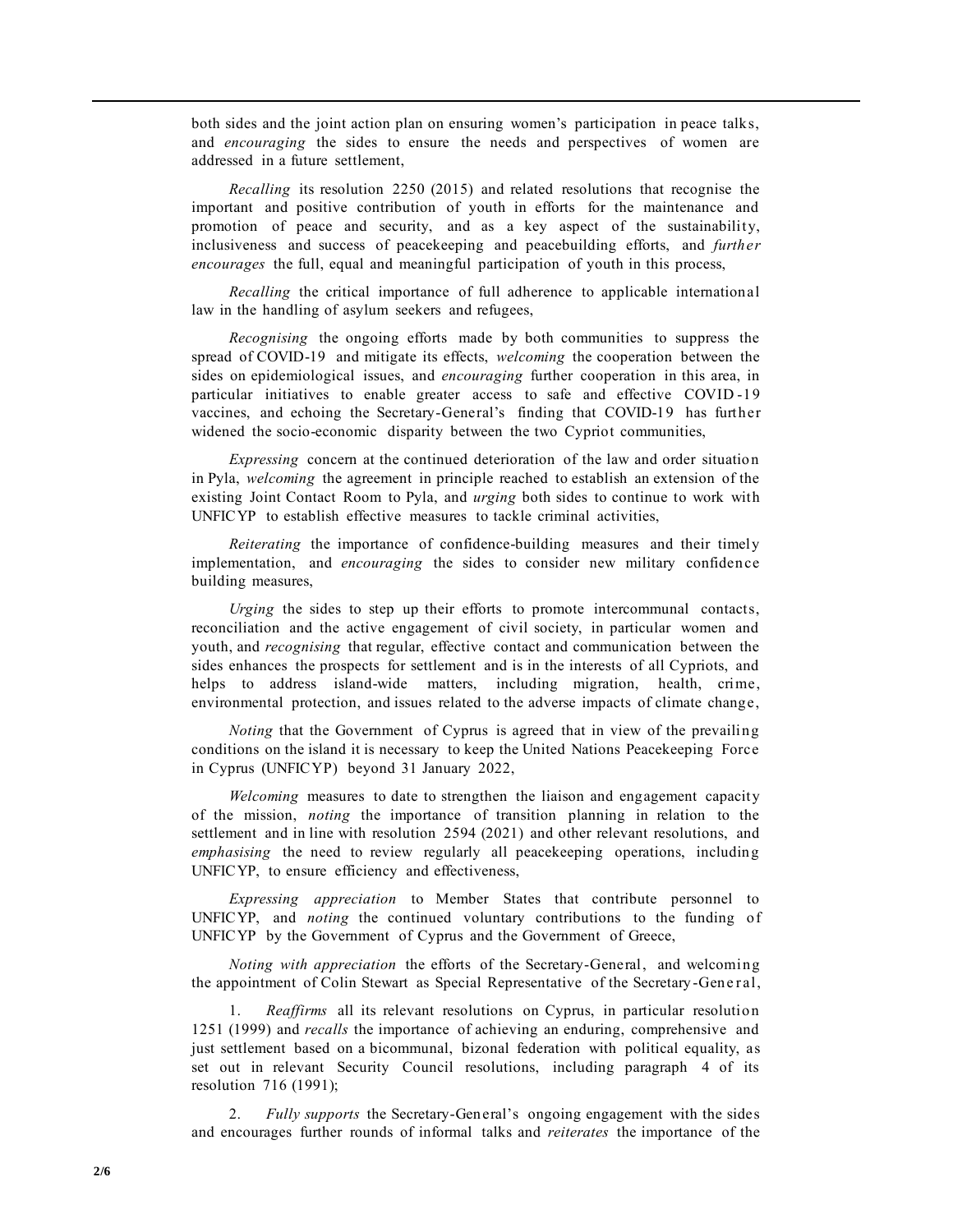both sides and the joint action plan on ensuring women's participation in peace talks, and *encouraging* the sides to ensure the needs and perspectives of women are addressed in a future settlement,

*Recalling* its resolution 2250 (2015) and related resolutions that recognise the important and positive contribution of youth in efforts for the maintenance and promotion of peace and security, and as a key aspect of the sustainability, inclusiveness and success of peacekeeping and peacebuilding efforts, and *further encourages* the full, equal and meaningful participation of youth in this process,

*Recalling* the critical importance of full adherence to applicable international law in the handling of asylum seekers and refugees,

*Recognising* the ongoing efforts made by both communities to suppress the spread of COVID-19 and mitigate its effects, *welcoming* the cooperation between the sides on epidemiological issues, and *encouraging* further cooperation in this area, in particular initiatives to enable greater access to safe and effective COVID-19 vaccines, and echoing the Secretary-General's finding that COVID-19 has further widened the socio-economic disparity between the two Cypriot communities,

*Expressing* concern at the continued deterioration of the law and order situation in Pyla, *welcoming* the agreement in principle reached to establish an extension of the existing Joint Contact Room to Pyla, and *urging* both sides to continue to work with UNFICYP to establish effective measures to tackle criminal activities,

*Reiterating* the importance of confidence-building measures and their timely implementation, and *encouraging* the sides to consider new military confidence building measures,

*Urging* the sides to step up their efforts to promote intercommunal contacts, reconciliation and the active engagement of civil society, in particular women and youth, and *recognising* that regular, effective contact and communication between the sides enhances the prospects for settlement and is in the interests of all Cypriots, and helps to address island-wide matters, including migration, health, crime, environmental protection, and issues related to the adverse impacts of climate change,

*Noting* that the Government of Cyprus is agreed that in view of the prevailing conditions on the island it is necessary to keep the United Nations Peacekeeping Force in Cyprus (UNFICYP) beyond 31 January 2022,

*Welcoming* measures to date to strengthen the liaison and engagement capacity of the mission, *noting* the importance of transition planning in relation to the settlement and in line with resolution 2594 (2021) and other relevant resolutions, and *emphasising* the need to review regularly all peacekeeping operations, including UNFICYP, to ensure efficiency and effectiveness,

*Expressing appreciation* to Member States that contribute personnel to UNFICYP, and *noting* the continued voluntary contributions to the funding of UNFICYP by the Government of Cyprus and the Government of Greece,

*Noting with appreciation* the efforts of the Secretary-General, and welcoming the appointment of Colin Stewart as Special Representative of the Secretary-General,

1. *Reaffirms* all its relevant resolutions on Cyprus, in particular resolution 1251 (1999) and *recalls* the importance of achieving an enduring, comprehensive and just settlement based on a bicommunal, bizonal federation with political equality, as set out in relevant Security Council resolutions, including paragraph 4 of its resolution 716 (1991);

2. *Fully supports* the Secretary-General's ongoing engagement with the sides and encourages further rounds of informal talks and *reiterates* the importance of the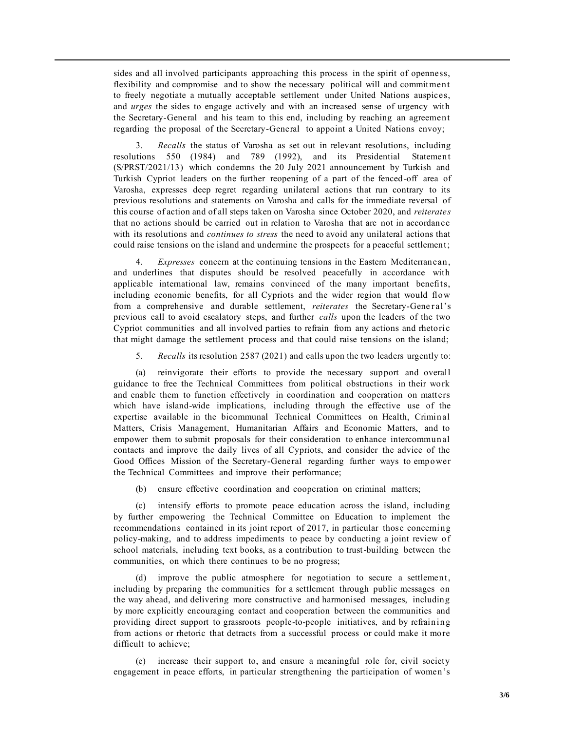sides and all involved participants approaching this process in the spirit of openness, flexibility and compromise and to show the necessary political will and commitment to freely negotiate a mutually acceptable settlement under United Nations auspices, and *urges* the sides to engage actively and with an increased sense of urgency with the Secretary-General and his team to this end, including by reaching an agreement regarding the proposal of the Secretary-General to appoint a United Nations envoy;

3. *Recalls* the status of Varosha as set out in relevant resolutions, including resolutions 550 (1984) and 789 (1992), and its Presidential Statement (S/PRST/2021/13) which condemns the 20 July 2021 announcement by Turkish and Turkish Cypriot leaders on the further reopening of a part of the fenced-off area of Varosha, expresses deep regret regarding unilateral actions that run contrary to its previous resolutions and statements on Varosha and calls for the immediate reversal of this course of action and of all steps taken on Varosha since October 2020, and *reiterates* that no actions should be carried out in relation to Varosha that are not in accordance with its resolutions and *continues to stress* the need to avoid any unilateral actions that could raise tensions on the island and undermine the prospects for a peaceful settlement;

4. *Expresses* concern at the continuing tensions in the Eastern Mediterranean, and underlines that disputes should be resolved peacefully in accordance with applicable international law, remains convinced of the many important benefits, including economic benefits, for all Cypriots and the wider region that would flow from a comprehensive and durable settlement, *reiterates* the Secretary-General's previous call to avoid escalatory steps, and further *calls* upon the leaders of the two Cypriot communities and all involved parties to refrain from any actions and rhetoric that might damage the settlement process and that could raise tensions on the island;

5. *Recalls* its resolution 2587 (2021) and calls upon the two leaders urgently to:

(a) reinvigorate their efforts to provide the necessary support and overall guidance to free the Technical Committees from political obstructions in their work and enable them to function effectively in coordination and cooperation on matters which have island-wide implications, including through the effective use of the expertise available in the bicommunal Technical Committees on Health, Criminal Matters, Crisis Management, Humanitarian Affairs and Economic Matters, and to empower them to submit proposals for their consideration to enhance intercommunal contacts and improve the daily lives of all Cypriots, and consider the advice of the Good Offices Mission of the Secretary-General regarding further ways to empower the Technical Committees and improve their performance;

(b) ensure effective coordination and cooperation on criminal matters;

(c) intensify efforts to promote peace education across the island, including by further empowering the Technical Committee on Education to implement the recommendations contained in its joint report of 2017, in particular those concerning policy-making, and to address impediments to peace by conducting a joint review of school materials, including text books, as a contribution to trust-building between the communities, on which there continues to be no progress;

(d) improve the public atmosphere for negotiation to secure a settlement, including by preparing the communities for a settlement through public messages on the way ahead, and delivering more constructive and harmonised messages, including by more explicitly encouraging contact and cooperation between the communities and providing direct support to grassroots people-to-people initiatives, and by refraining from actions or rhetoric that detracts from a successful process or could make it more difficult to achieve;

(e) increase their support to, and ensure a meaningful role for, civil society engagement in peace efforts, in particular strengthening the participation of women's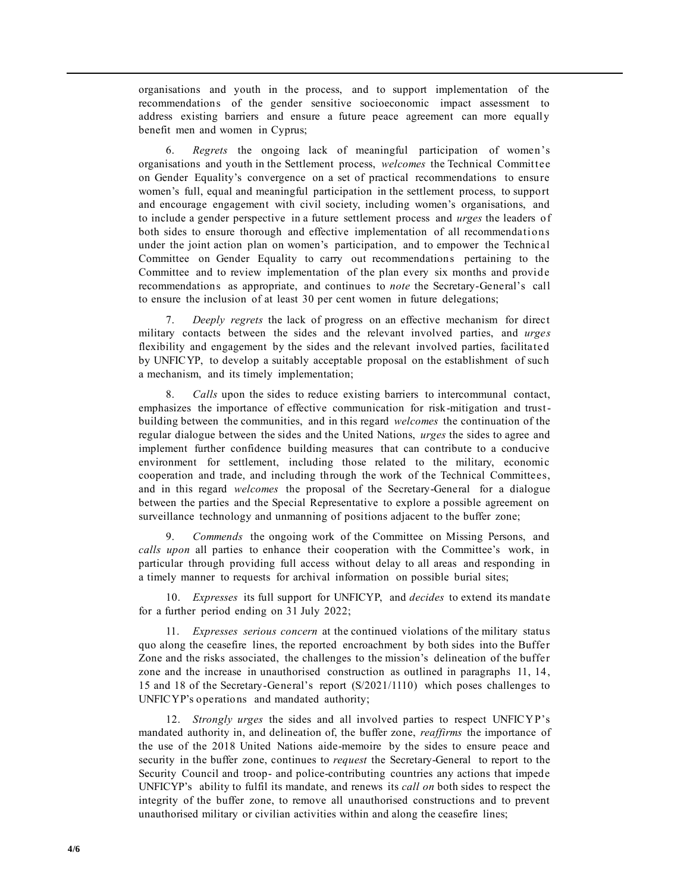organisations and youth in the process, and to support implementation of the recommendations of the gender sensitive socioeconomic impact assessment to address existing barriers and ensure a future peace agreement can more equally benefit men and women in Cyprus;

6. *Regrets* the ongoing lack of meaningful participation of women's organisations and youth in the Settlement process, *welcomes* the Technical Committee on Gender Equality's convergence on a set of practical recommendations to ensure women's full, equal and meaningful participation in the settlement process, to support and encourage engagement with civil society, including women's organisations, and to include a gender perspective in a future settlement process and *urges* the leaders of both sides to ensure thorough and effective implementation of all recommendations under the joint action plan on women's participation, and to empower the Technical Committee on Gender Equality to carry out recommendations pertaining to the Committee and to review implementation of the plan every six months and provide recommendations as appropriate, and continues to *note* the Secretary-General's call to ensure the inclusion of at least 30 per cent women in future delegations;

7. *Deeply regrets* the lack of progress on an effective mechanism for direct military contacts between the sides and the relevant involved parties, and *urges* flexibility and engagement by the sides and the relevant involved parties, facilitated by UNFICYP, to develop a suitably acceptable proposal on the establishment of such a mechanism, and its timely implementation;

8. *Calls* upon the sides to reduce existing barriers to intercommunal contact, emphasizes the importance of effective communication for risk-mitigation and trust-building between the communities, and in this regard *welcomes* the continuation of the regular dialogue between the sides and the United Nations, *urges* the sides to agree and implement further confidence building measures that can contribute to a conducive environment for settlement, including those related to the military, economic cooperation and trade, and including through the work of the Technical Committees, and in this regard *welcomes* the proposal of the Secretary-General for a dialogue between the parties and the Special Representative to explore a possible agreement on surveillance technology and unmanning of positions adjacent to the buffer zone;

9. *Commends* the ongoing work of the Committee on Missing Persons, and *calls upon* all parties to enhance their cooperation with the Committee's work, in particular through providing full access without delay to all areas and responding in a timely manner to requests for archival information on possible burial sites;

10. *Expresses* its full support for UNFICYP, and *decides* to extend its mandate for a further period ending on 31 July 2022;

11. *Expresses serious concern* at the continued violations of the military status quo along the ceasefire lines, the reported encroachment by both sides into the Buffer Zone and the risks associated, the challenges to the mission's delineation of the buffer zone and the increase in unauthorised construction as outlined in paragraphs 11, 14, 15 and 18 of the Secretary-General's report (S/2021/1110) which poses challenges to UNFICYP's operations and mandated authority;

12. *Strongly urges* the sides and all involved parties to respect UNFICYP's mandated authority in, and delineation of, the buffer zone, *reaffirms* the importance of the use of the 2018 United Nations aide-memoire by the sides to ensure peace and security in the buffer zone, continues to *request* the Secretary-General to report to the Security Council and troop- and police-contributing countries any actions that impede UNFICYP's ability to fulfil its mandate, and renews its *call on* both sides to respect the integrity of the buffer zone, to remove all unauthorised constructions and to prevent unauthorised military or civilian activities within and along the ceasefire lines;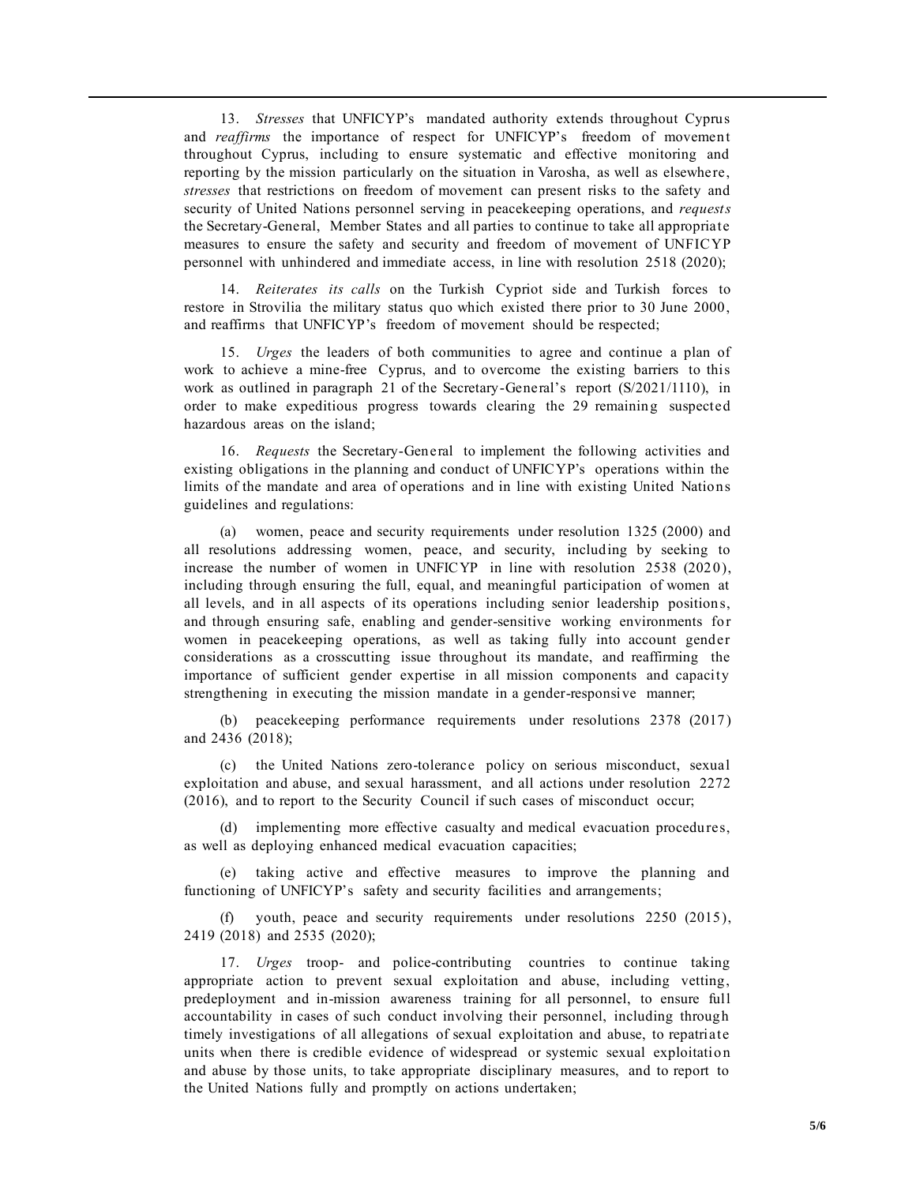13. *Stresses* that UNFICYP's mandated authority extends throughout Cyprus and *reaffirms* the importance of respect for UNFICYP's freedom of movement throughout Cyprus, including to ensure systematic and effective monitoring and reporting by the mission particularly on the situation in Varosha, as well as elsewhere, *stresses* that restrictions on freedom of movement can present risks to the safety and security of United Nations personnel serving in peacekeeping operations, and *requests* the Secretary-General, Member States and all parties to continue to take all appropriate measures to ensure the safety and security and freedom of movement of UNFICYP personnel with unhindered and immediate access, in line with resolution 2518 (2020);

14. *Reiterates its calls* on the Turkish Cypriot side and Turkish forces to restore in Strovilia the military status quo which existed there prior to 30 June 2000, and reaffirms that UNFICYP's freedom of movement should be respected;

15. *Urges* the leaders of both communities to agree and continue a plan of work to achieve a mine-free Cyprus, and to overcome the existing barriers to this work as outlined in paragraph 21 of the Secretary-General's report (S/2021/1110), in order to make expeditious progress towards clearing the 29 remaining suspected hazardous areas on the island;

16. *Requests* the Secretary-General to implement the following activities and existing obligations in the planning and conduct of UNFICYP's operations within the limits of the mandate and area of operations and in line with existing United Nations guidelines and regulations:

(a) women, peace and security requirements under resolution 1325 (2000) and all resolutions addressing women, peace, and security, including by seeking to increase the number of women in UNFICYP in line with resolution 2538 (2020), including through ensuring the full, equal, and meaningful participation of women at all levels, and in all aspects of its operations including senior leadership positions, and through ensuring safe, enabling and gender-sensitive working environments for women in peacekeeping operations, as well as taking fully into account gender considerations as a crosscutting issue throughout its mandate, and reaffirming the importance of sufficient gender expertise in all mission components and capacity strengthening in executing the mission mandate in a gender-responsive manner;

(b) peacekeeping performance requirements under resolutions 2378 (2017) and 2436 (2018);

(c) the United Nations zero-tolerance policy on serious misconduct, sexual exploitation and abuse, and sexual harassment, and all actions under resolution 2272 (2016), and to report to the Security Council if such cases of misconduct occur;

(d) implementing more effective casualty and medical evacuation procedures, as well as deploying enhanced medical evacuation capacities;

(e) taking active and effective measures to improve the planning and functioning of UNFICYP's safety and security facilities and arrangements;

(f) youth, peace and security requirements under resolutions 2250 (2015), 2419 (2018) and 2535 (2020);

17. *Urges* troop- and police-contributing countries to continue taking appropriate action to prevent sexual exploitation and abuse, including vetting, predeployment and in-mission awareness training for all personnel, to ensure full accountability in cases of such conduct involving their personnel, including through timely investigations of all allegations of sexual exploitation and abuse, to repatriate units when there is credible evidence of widespread or systemic sexual exploitation and abuse by those units, to take appropriate disciplinary measures, and to report to the United Nations fully and promptly on actions undertaken;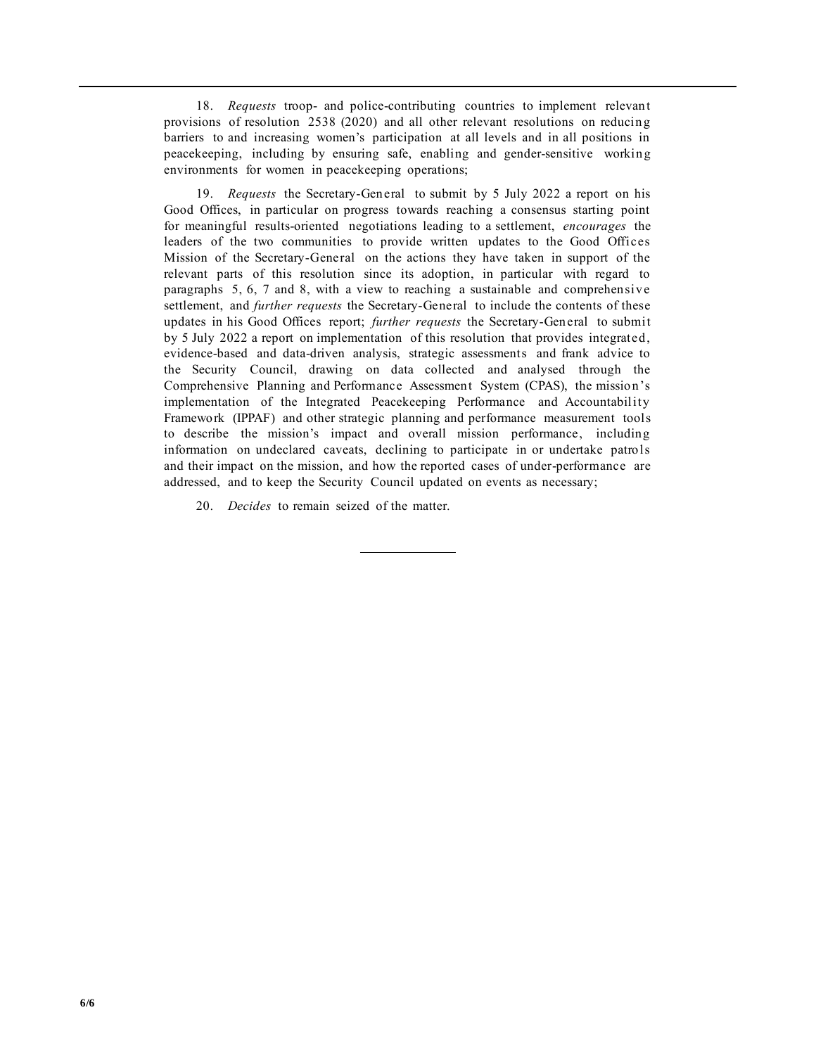18. *Requests* troop- and police-contributing countries to implement relevant provisions of resolution 2538 (2020) and all other relevant resolutions on reducing barriers to and increasing women's participation at all levels and in all positions in peacekeeping, including by ensuring safe, enabling and gender-sensitive working environments for women in peacekeeping operations;

19. *Requests* the Secretary-General to submit by 5 July 2022 a report on his Good Offices, in particular on progress towards reaching a consensus starting point for meaningful results-oriented negotiations leading to a settlement, *encourages* the leaders of the two communities to provide written updates to the Good Offices Mission of the Secretary-General on the actions they have taken in support of the relevant parts of this resolution since its adoption, in particular with regard to paragraphs 5, 6, 7 and 8, with a view to reaching a sustainable and comprehensive settlement, and *further requests* the Secretary-General to include the contents of these updates in his Good Offices report; *further requests* the Secretary-General to submit by 5 July 2022 a report on implementation of this resolution that provides integrated, evidence-based and data-driven analysis, strategic assessments and frank advice to the Security Council, drawing on data collected and analysed through the Comprehensive Planning and Performance Assessment System (CPAS), the mission's implementation of the Integrated Peacekeeping Performance and Accountability Framework (IPPAF) and other strategic planning and performance measurement tools to describe the mission's impact and overall mission performance, including information on undeclared caveats, declining to participate in or undertake patrols and their impact on the mission, and how the reported cases of under-performance are addressed, and to keep the Security Council updated on events as necessary;

20. *Decides* to remain seized of the matter.